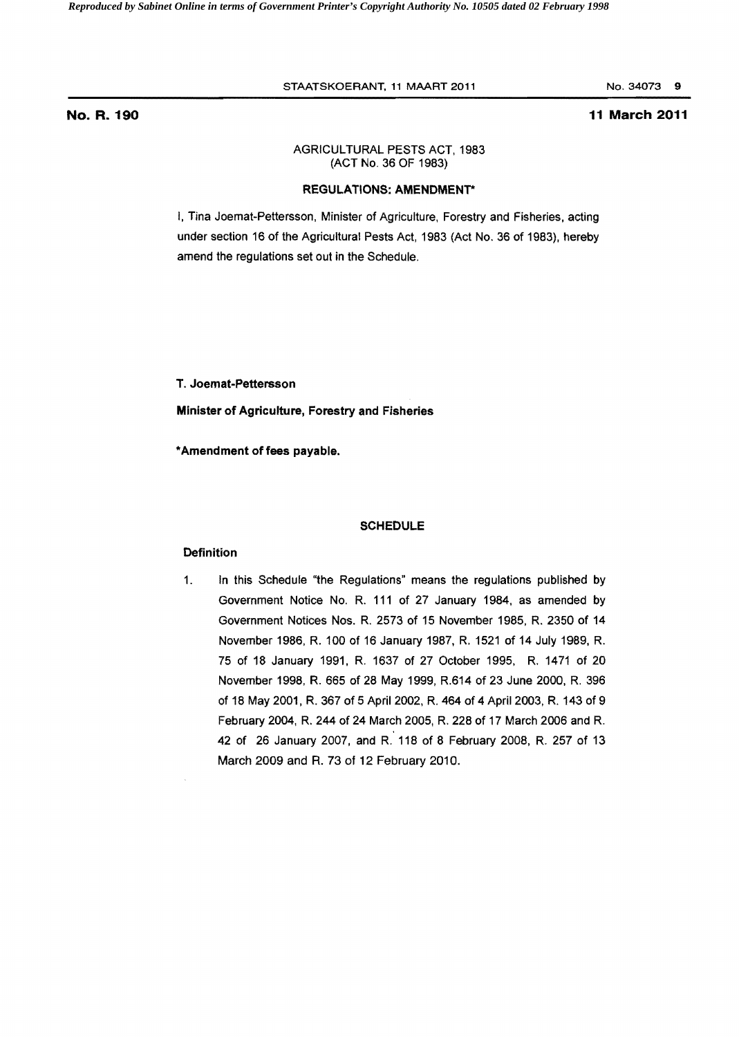**No. R. 190** **11 March 2011**

AGRICULTURAL PESTS ACT, 1983
(ACT No. 36 OF 1983)

**REGULATIONS: AMENDMENT***

I, Tina Joemat-Pettersson, Minister of Agriculture, Forestry and Fisheries, acting under section 16 of the Agricultural Pests Act, 1983 (Act No. 36 of 1983), hereby amend the regulations set out in the Schedule.

**T. Joemat-Pettersson**

**Minister of Agriculture, Forestry and Fisheries**

***Amendment of fees payable.**

## SCHEDULE

### Definition

1. In this Schedule "the Regulations" means the regulations published by Government Notice No. R. 111 of 27 January 1984, as amended by Government Notices Nos. R. 2573 of 15 November 1985, R. 2350 of 14 November 1986, R. 100 of 16 January 1987, R. 1521 of 14 July 1989, R. 75 of 18 January 1991, R. 1637 of 27 October 1995, R. 1471 of 20 November 1998, R. 665 of 28 May 1999, R.614 of 23 June 2000, R. 396 of 18 May 2001, R. 367 of 5 April 2002, R. 464 of 4 April 2003, R. 143 of 9 February 2004, R. 244 of 24 March 2005, R. 228 of 17 March 2006 and R. 42 of 26 January 2007, and R. 118 of 8 February 2008, R. 257 of 13 March 2009 and R. 73 of 12 February 2010.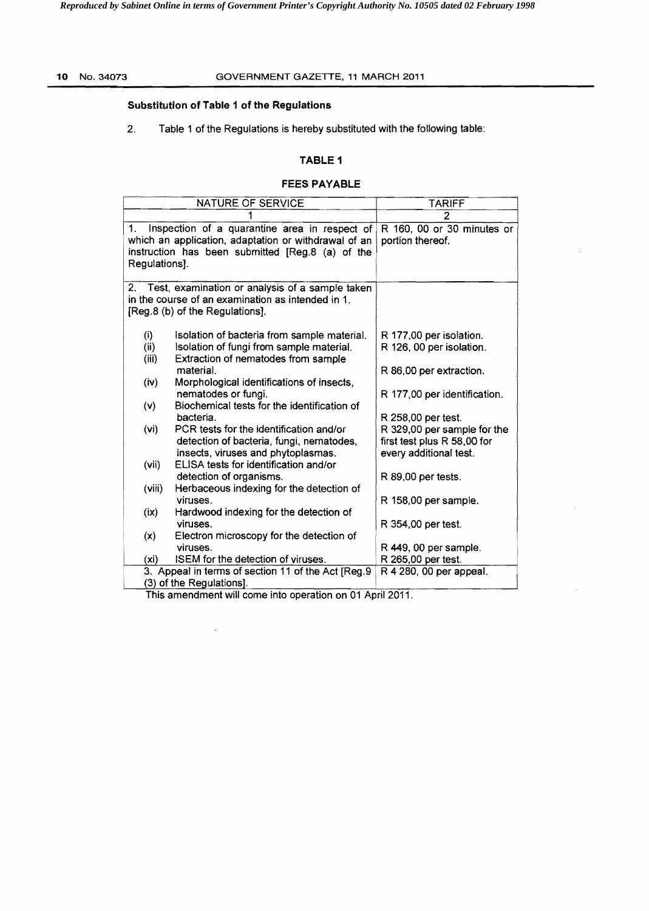**Substitution of Table 1 of the Regulations**

2. Table 1 of the Regulations is hereby substituted with the following table:

## TABLE 1

## FEES PAYABLE

| NATURE OF SERVICE | TARIFF |
|---|---|
| 1 | 2 |
| 1. Inspection of a quarantine area in respect of which an application, adaptation or withdrawal of an instruction has been submitted [Reg.8 (a) of the Regulations]. | R 160, 00 or 30 minutes or portion thereof. |
| 2. Test, examination or analysis of a sample taken in the course of an examination as intended in 1. [Reg.8 (b) of the Regulations]. | |
| (i) Isolation of bacteria from sample material. | R 177,00 per isolation. |
| (ii) Isolation of fungi from sample material. | R 126, 00 per isolation. |
| (iii) Extraction of nematodes from sample material. | R 86,00 per extraction. |
| (iv) Morphological identifications of insects, nematodes or fungi. | R 177,00 per identification. |
| (v) Biochemical tests for the identification of bacteria. | R 258,00 per test. |
| (vi) PCR tests for the identification and/or detection of bacteria, fungi, nematodes, insects, viruses and phytoplasmas. | R 329,00 per sample for the first test plus R 58,00 for every additional test. |
| (vii) ELISA tests for identification and/or detection of organisms. | R 89,00 per tests. |
| (viii) Herbaceous indexing for the detection of viruses. | R 158,00 per sample. |
| (ix) Hardwood indexing for the detection of viruses. | R 354,00 per test. |
| (x) Electron microscopy for the detection of viruses. | R 449, 00 per sample. |
| (xi) ISEM for the detection of viruses. | R 265,00 per test. |
| 3. Appeal in terms of section 11 of the Act [Reg.9 (3) of the Regulations]. | R 4 280, 00 per appeal. |

This amendment will come into operation on 01 April 2011.